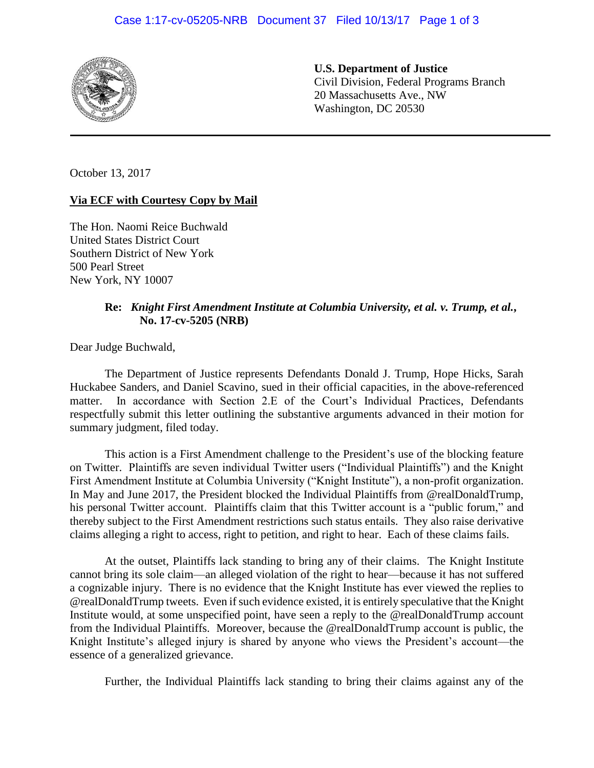**U.S. Department of Justice**
Civil Division, Federal Programs Branch
20 Massachusetts Ave., NW
Washington, DC 20530

---

October 13, 2017

**Via ECF with Courtesy Copy by Mail**

The Hon. Naomi Reice Buchwald
United States District Court
Southern District of New York
500 Pearl Street
New York, NY 10007

> **Re:** ***Knight First Amendment Institute at Columbia University, et al. v. Trump, et al.*, No. 17-cv-5205 (NRB)**

Dear Judge Buchwald,

The Department of Justice represents Defendants Donald J. Trump, Hope Hicks, Sarah Huckabee Sanders, and Daniel Scavino, sued in their official capacities, in the above-referenced matter. In accordance with Section 2.E of the Court's Individual Practices, Defendants respectfully submit this letter outlining the substantive arguments advanced in their motion for summary judgment, filed today.

This action is a First Amendment challenge to the President's use of the blocking feature on Twitter. Plaintiffs are seven individual Twitter users ("Individual Plaintiffs") and the Knight First Amendment Institute at Columbia University ("Knight Institute"), a non-profit organization. In May and June 2017, the President blocked the Individual Plaintiffs from @realDonaldTrump, his personal Twitter account. Plaintiffs claim that this Twitter account is a "public forum," and thereby subject to the First Amendment restrictions such status entails. They also raise derivative claims alleging a right to access, right to petition, and right to hear. Each of these claims fails.

At the outset, Plaintiffs lack standing to bring any of their claims. The Knight Institute cannot bring its sole claim—an alleged violation of the right to hear—because it has not suffered a cognizable injury. There is no evidence that the Knight Institute has ever viewed the replies to @realDonaldTrump tweets. Even if such evidence existed, it is entirely speculative that the Knight Institute would, at some unspecified point, have seen a reply to the @realDonaldTrump account from the Individual Plaintiffs. Moreover, because the @realDonaldTrump account is public, the Knight Institute's alleged injury is shared by anyone who views the President's account—the essence of a generalized grievance.

Further, the Individual Plaintiffs lack standing to bring their claims against any of the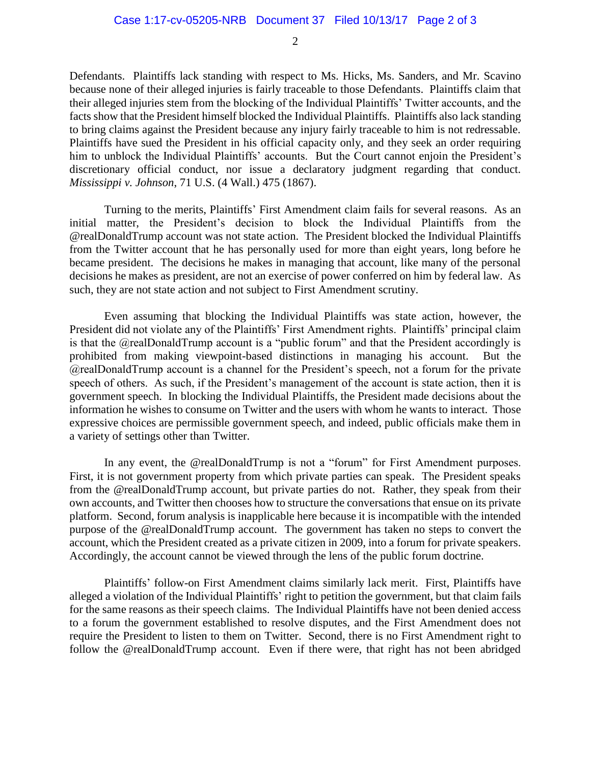Defendants. Plaintiffs lack standing with respect to Ms. Hicks, Ms. Sanders, and Mr. Scavino because none of their alleged injuries is fairly traceable to those Defendants. Plaintiffs claim that their alleged injuries stem from the blocking of the Individual Plaintiffs' Twitter accounts, and the facts show that the President himself blocked the Individual Plaintiffs. Plaintiffs also lack standing to bring claims against the President because any injury fairly traceable to him is not redressable. Plaintiffs have sued the President in his official capacity only, and they seek an order requiring him to unblock the Individual Plaintiffs' accounts. But the Court cannot enjoin the President's discretionary official conduct, nor issue a declaratory judgment regarding that conduct. *Mississippi v. Johnson*, 71 U.S. (4 Wall.) 475 (1867).

Turning to the merits, Plaintiffs' First Amendment claim fails for several reasons. As an initial matter, the President's decision to block the Individual Plaintiffs from the @realDonaldTrump account was not state action. The President blocked the Individual Plaintiffs from the Twitter account that he has personally used for more than eight years, long before he became president. The decisions he makes in managing that account, like many of the personal decisions he makes as president, are not an exercise of power conferred on him by federal law. As such, they are not state action and not subject to First Amendment scrutiny.

Even assuming that blocking the Individual Plaintiffs was state action, however, the President did not violate any of the Plaintiffs' First Amendment rights. Plaintiffs' principal claim is that the @realDonaldTrump account is a "public forum" and that the President accordingly is prohibited from making viewpoint-based distinctions in managing his account. But the @realDonaldTrump account is a channel for the President's speech, not a forum for the private speech of others. As such, if the President's management of the account is state action, then it is government speech. In blocking the Individual Plaintiffs, the President made decisions about the information he wishes to consume on Twitter and the users with whom he wants to interact. Those expressive choices are permissible government speech, and indeed, public officials make them in a variety of settings other than Twitter.

In any event, the @realDonaldTrump is not a "forum" for First Amendment purposes. First, it is not government property from which private parties can speak. The President speaks from the @realDonaldTrump account, but private parties do not. Rather, they speak from their own accounts, and Twitter then chooses how to structure the conversations that ensue on its private platform. Second, forum analysis is inapplicable here because it is incompatible with the intended purpose of the @realDonaldTrump account. The government has taken no steps to convert the account, which the President created as a private citizen in 2009, into a forum for private speakers. Accordingly, the account cannot be viewed through the lens of the public forum doctrine.

Plaintiffs' follow-on First Amendment claims similarly lack merit. First, Plaintiffs have alleged a violation of the Individual Plaintiffs' right to petition the government, but that claim fails for the same reasons as their speech claims. The Individual Plaintiffs have not been denied access to a forum the government established to resolve disputes, and the First Amendment does not require the President to listen to them on Twitter. Second, there is no First Amendment right to follow the @realDonaldTrump account. Even if there were, that right has not been abridged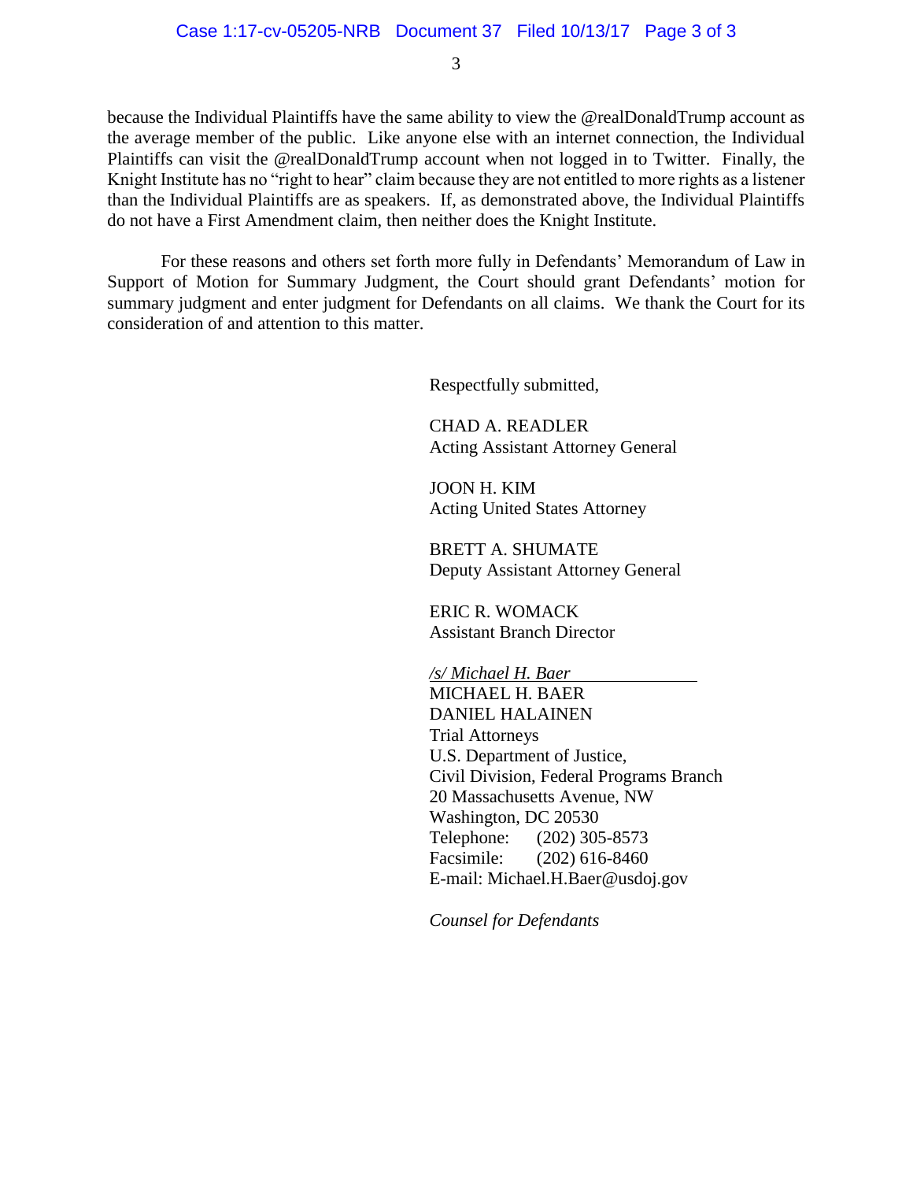because the Individual Plaintiffs have the same ability to view the @realDonaldTrump account as the average member of the public. Like anyone else with an internet connection, the Individual Plaintiffs can visit the @realDonaldTrump account when not logged in to Twitter. Finally, the Knight Institute has no "right to hear" claim because they are not entitled to more rights as a listener than the Individual Plaintiffs are as speakers. If, as demonstrated above, the Individual Plaintiffs do not have a First Amendment claim, then neither does the Knight Institute.

For these reasons and others set forth more fully in Defendants' Memorandum of Law in Support of Motion for Summary Judgment, the Court should grant Defendants' motion for summary judgment and enter judgment for Defendants on all claims. We thank the Court for its consideration of and attention to this matter.

Respectfully submitted,

CHAD A. READLER
Acting Assistant Attorney General

JOON H. KIM
Acting United States Attorney

BRETT A. SHUMATE
Deputy Assistant Attorney General

ERIC R. WOMACK
Assistant Branch Director

*/s/ Michael H. Baer*
MICHAEL H. BAER
DANIEL HALAINEN
Trial Attorneys
U.S. Department of Justice,
Civil Division, Federal Programs Branch
20 Massachusetts Avenue, NW
Washington, DC 20530
Telephone: (202) 305-8573
Facsimile: (202) 616-8460
E-mail: Michael.H.Baer@usdoj.gov

*Counsel for Defendants*